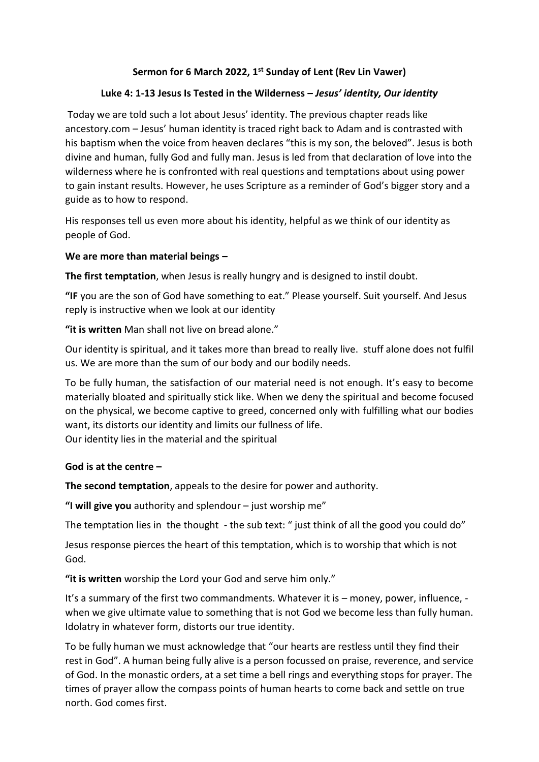**Sermon for 6 March 2022, 1st Sunday of Lent (Rev Lin Vawer)**

**Luke 4: 1-13 Jesus Is Tested in the Wilderness – *Jesus' identity, Our identity***

Today we are told such a lot about Jesus' identity. The previous chapter reads like ancestory.com – Jesus' human identity is traced right back to Adam and is contrasted with his baptism when the voice from heaven declares "this is my son, the beloved". Jesus is both divine and human, fully God and fully man. Jesus is led from that declaration of love into the wilderness where he is confronted with real questions and temptations about using power to gain instant results. However, he uses Scripture as a reminder of God's bigger story and a guide as to how to respond.

His responses tell us even more about his identity, helpful as we think of our identity as people of God.

**We are more than material beings –**

**The first temptation**, when Jesus is really hungry and is designed to instil doubt.

**"IF** you are the son of God have something to eat." Please yourself. Suit yourself. And Jesus reply is instructive when we look at our identity

**"it is written** Man shall not live on bread alone."

Our identity is spiritual, and it takes more than bread to really live. stuff alone does not fulfil us. We are more than the sum of our body and our bodily needs.

To be fully human, the satisfaction of our material need is not enough. It's easy to become materially bloated and spiritually stick like. When we deny the spiritual and become focused on the physical, we become captive to greed, concerned only with fulfilling what our bodies want, its distorts our identity and limits our fullness of life.
Our identity lies in the material and the spiritual

**God is at the centre –**

**The second temptation**, appeals to the desire for power and authority.

**"I will give you** authority and splendour – just worship me"

The temptation lies in the thought - the sub text: " just think of all the good you could do"

Jesus response pierces the heart of this temptation, which is to worship that which is not God.

**"it is written** worship the Lord your God and serve him only."

It's a summary of the first two commandments. Whatever it is – money, power, influence, - when we give ultimate value to something that is not God we become less than fully human. Idolatry in whatever form, distorts our true identity.

To be fully human we must acknowledge that "our hearts are restless until they find their rest in God". A human being fully alive is a person focussed on praise, reverence, and service of God. In the monastic orders, at a set time a bell rings and everything stops for prayer. The times of prayer allow the compass points of human hearts to come back and settle on true north. God comes first.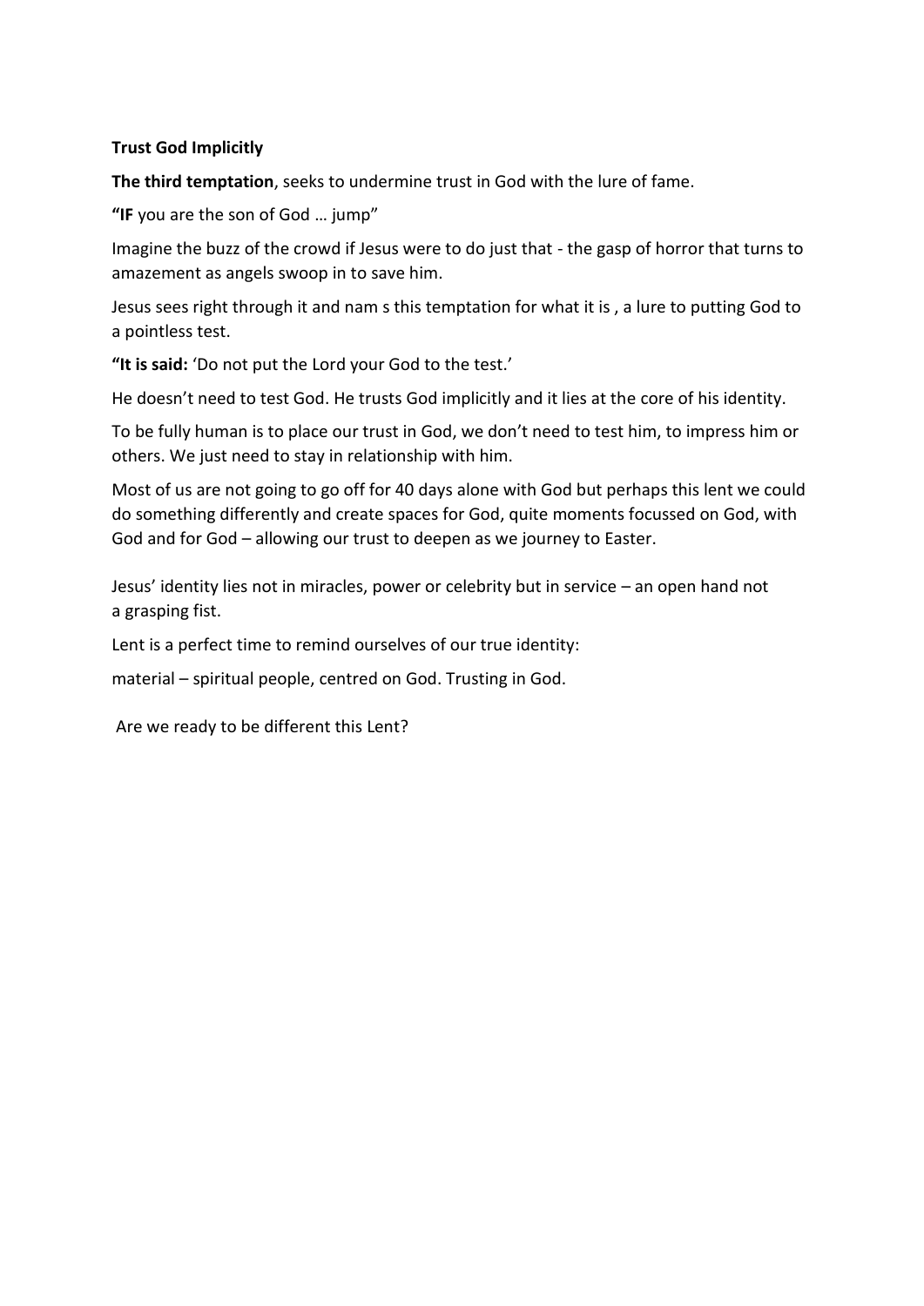**Trust God Implicitly**

**The third temptation**, seeks to undermine trust in God with the lure of fame.

**"IF** you are the son of God … jump"

Imagine the buzz of the crowd if Jesus were to do just that - the gasp of horror that turns to amazement as angels swoop in to save him.

Jesus sees right through it and nam s this temptation for what it is , a lure to putting God to a pointless test.

**"It is said:** 'Do not put the Lord your God to the test.'

He doesn't need to test God. He trusts God implicitly and it lies at the core of his identity.

To be fully human is to place our trust in God, we don't need to test him, to impress him or others. We just need to stay in relationship with him.

Most of us are not going to go off for 40 days alone with God but perhaps this lent we could do something differently and create spaces for God, quite moments focussed on God, with God and for God – allowing our trust to deepen as we journey to Easter.

Jesus' identity lies not in miracles, power or celebrity but in service – an open hand not a grasping fist.

Lent is a perfect time to remind ourselves of our true identity:

material – spiritual people, centred on God. Trusting in God.

Are we ready to be different this Lent?